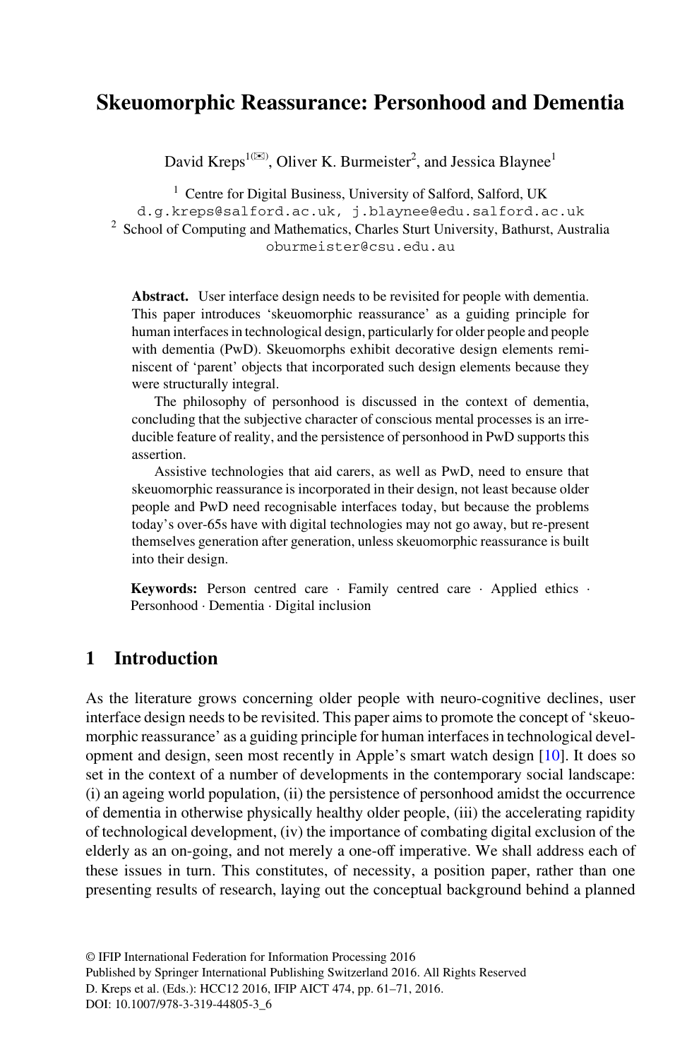# Skeuomorphic Reassurance: Personhood and Dementia

David Kreps[1(✉)], Oliver K. Burmeister[2], and Jessica Blaynee[1]

[1] Centre for Digital Business, University of Salford, Salford, UK
d.g.kreps@salford.ac.uk, j.blaynee@edu.salford.ac.uk

[2] School of Computing and Mathematics, Charles Sturt University, Bathurst, Australia
oburmeister@csu.edu.au

**Abstract.** User interface design needs to be revisited for people with dementia. This paper introduces 'skeuomorphic reassurance' as a guiding principle for human interfaces in technological design, particularly for older people and people with dementia (PwD). Skeuomorphs exhibit decorative design elements reminiscent of 'parent' objects that incorporated such design elements because they were structurally integral.

The philosophy of personhood is discussed in the context of dementia, concluding that the subjective character of conscious mental processes is an irreducible feature of reality, and the persistence of personhood in PwD supports this assertion.

Assistive technologies that aid carers, as well as PwD, need to ensure that skeuomorphic reassurance is incorporated in their design, not least because older people and PwD need recognisable interfaces today, but because the problems today's over-65s have with digital technologies may not go away, but re-present themselves generation after generation, unless skeuomorphic reassurance is built into their design.

**Keywords:** Person centred care · Family centred care · Applied ethics · Personhood · Dementia · Digital inclusion

## 1 Introduction

As the literature grows concerning older people with neuro-cognitive declines, user interface design needs to be revisited. This paper aims to promote the concept of 'skeuomorphic reassurance' as a guiding principle for human interfaces in technological development and design, seen most recently in Apple's smart watch design [10]. It does so set in the context of a number of developments in the contemporary social landscape: (i) an ageing world population, (ii) the persistence of personhood amidst the occurrence of dementia in otherwise physically healthy older people, (iii) the accelerating rapidity of technological development, (iv) the importance of combating digital exclusion of the elderly as an on-going, and not merely a one-off imperative. We shall address each of these issues in turn. This constitutes, of necessity, a position paper, rather than one presenting results of research, laying out the conceptual background behind a planned

© IFIP International Federation for Information Processing 2016
Published by Springer International Publishing Switzerland 2016. All Rights Reserved
D. Kreps et al. (Eds.): HCC12 2016, IFIP AICT 474, pp. 61–71, 2016.
DOI: 10.1007/978-3-319-44805-3_6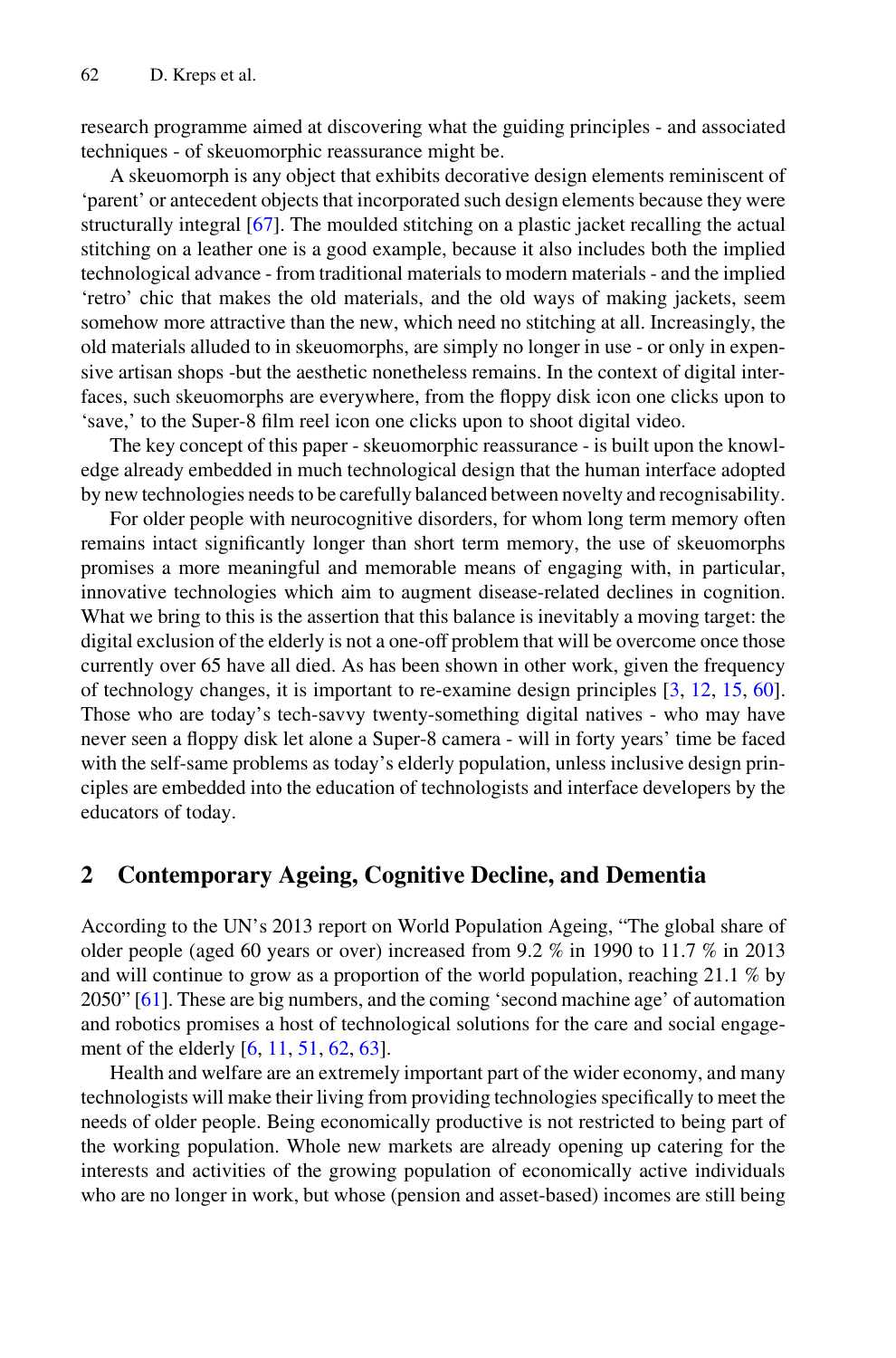research programme aimed at discovering what the guiding principles - and associated techniques - of skeuomorphic reassurance might be.

A skeuomorph is any object that exhibits decorative design elements reminiscent of 'parent' or antecedent objects that incorporated such design elements because they were structurally integral [67]. The moulded stitching on a plastic jacket recalling the actual stitching on a leather one is a good example, because it also includes both the implied technological advance - from traditional materials to modern materials - and the implied 'retro' chic that makes the old materials, and the old ways of making jackets, seem somehow more attractive than the new, which need no stitching at all. Increasingly, the old materials alluded to in skeuomorphs, are simply no longer in use - or only in expensive artisan shops -but the aesthetic nonetheless remains. In the context of digital interfaces, such skeuomorphs are everywhere, from the floppy disk icon one clicks upon to 'save,' to the Super-8 film reel icon one clicks upon to shoot digital video.

The key concept of this paper - skeuomorphic reassurance - is built upon the knowledge already embedded in much technological design that the human interface adopted by new technologies needs to be carefully balanced between novelty and recognisability.

For older people with neurocognitive disorders, for whom long term memory often remains intact significantly longer than short term memory, the use of skeuomorphs promises a more meaningful and memorable means of engaging with, in particular, innovative technologies which aim to augment disease-related declines in cognition. What we bring to this is the assertion that this balance is inevitably a moving target: the digital exclusion of the elderly is not a one-off problem that will be overcome once those currently over 65 have all died. As has been shown in other work, given the frequency of technology changes, it is important to re-examine design principles [3, 12, 15, 60]. Those who are today's tech-savvy twenty-something digital natives - who may have never seen a floppy disk let alone a Super-8 camera - will in forty years' time be faced with the self-same problems as today's elderly population, unless inclusive design principles are embedded into the education of technologists and interface developers by the educators of today.

## 2 Contemporary Ageing, Cognitive Decline, and Dementia

According to the UN's 2013 report on World Population Ageing, "The global share of older people (aged 60 years or over) increased from 9.2 % in 1990 to 11.7 % in 2013 and will continue to grow as a proportion of the world population, reaching 21.1 % by 2050" [61]. These are big numbers, and the coming 'second machine age' of automation and robotics promises a host of technological solutions for the care and social engagement of the elderly [6, 11, 51, 62, 63].

Health and welfare are an extremely important part of the wider economy, and many technologists will make their living from providing technologies specifically to meet the needs of older people. Being economically productive is not restricted to being part of the working population. Whole new markets are already opening up catering for the interests and activities of the growing population of economically active individuals who are no longer in work, but whose (pension and asset-based) incomes are still being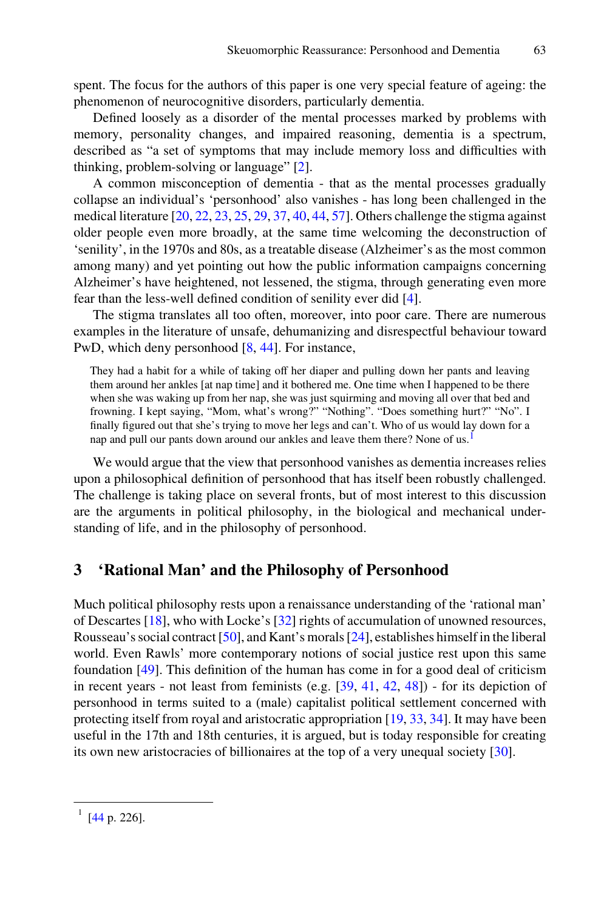spent. The focus for the authors of this paper is one very special feature of ageing: the phenomenon of neurocognitive disorders, particularly dementia.

Defined loosely as a disorder of the mental processes marked by problems with memory, personality changes, and impaired reasoning, dementia is a spectrum, described as "a set of symptoms that may include memory loss and difficulties with thinking, problem-solving or language" [2].

A common misconception of dementia - that as the mental processes gradually collapse an individual's 'personhood' also vanishes - has long been challenged in the medical literature [20, 22, 23, 25, 29, 37, 40, 44, 57]. Others challenge the stigma against older people even more broadly, at the same time welcoming the deconstruction of 'senility', in the 1970s and 80s, as a treatable disease (Alzheimer's as the most common among many) and yet pointing out how the public information campaigns concerning Alzheimer's have heightened, not lessened, the stigma, through generating even more fear than the less-well defined condition of senility ever did [4].

The stigma translates all too often, moreover, into poor care. There are numerous examples in the literature of unsafe, dehumanizing and disrespectful behaviour toward PwD, which deny personhood [8, 44]. For instance,

> They had a habit for a while of taking off her diaper and pulling down her pants and leaving them around her ankles [at nap time] and it bothered me. One time when I happened to be there when she was waking up from her nap, she was just squirming and moving all over that bed and frowning. I kept saying, "Mom, what's wrong?" "Nothing". "Does something hurt?" "No". I finally figured out that she's trying to move her legs and can't. Who of us would lay down for a nap and pull our pants down around our ankles and leave them there? None of us.[1]

We would argue that the view that personhood vanishes as dementia increases relies upon a philosophical definition of personhood that has itself been robustly challenged. The challenge is taking place on several fronts, but of most interest to this discussion are the arguments in political philosophy, in the biological and mechanical understanding of life, and in the philosophy of personhood.

## 3 'Rational Man' and the Philosophy of Personhood

Much political philosophy rests upon a renaissance understanding of the 'rational man' of Descartes [18], who with Locke's [32] rights of accumulation of unowned resources, Rousseau's social contract [50], and Kant's morals [24], establishes himself in the liberal world. Even Rawls' more contemporary notions of social justice rest upon this same foundation [49]. This definition of the human has come in for a good deal of criticism in recent years - not least from feminists (e.g. [39, 41, 42, 48]) - for its depiction of personhood in terms suited to a (male) capitalist political settlement concerned with protecting itself from royal and aristocratic appropriation [19, 33, 34]. It may have been useful in the 17th and 18th centuries, it is argued, but is today responsible for creating its own new aristocracies of billionaires at the top of a very unequal society [30].

---

[1] [44 p. 226].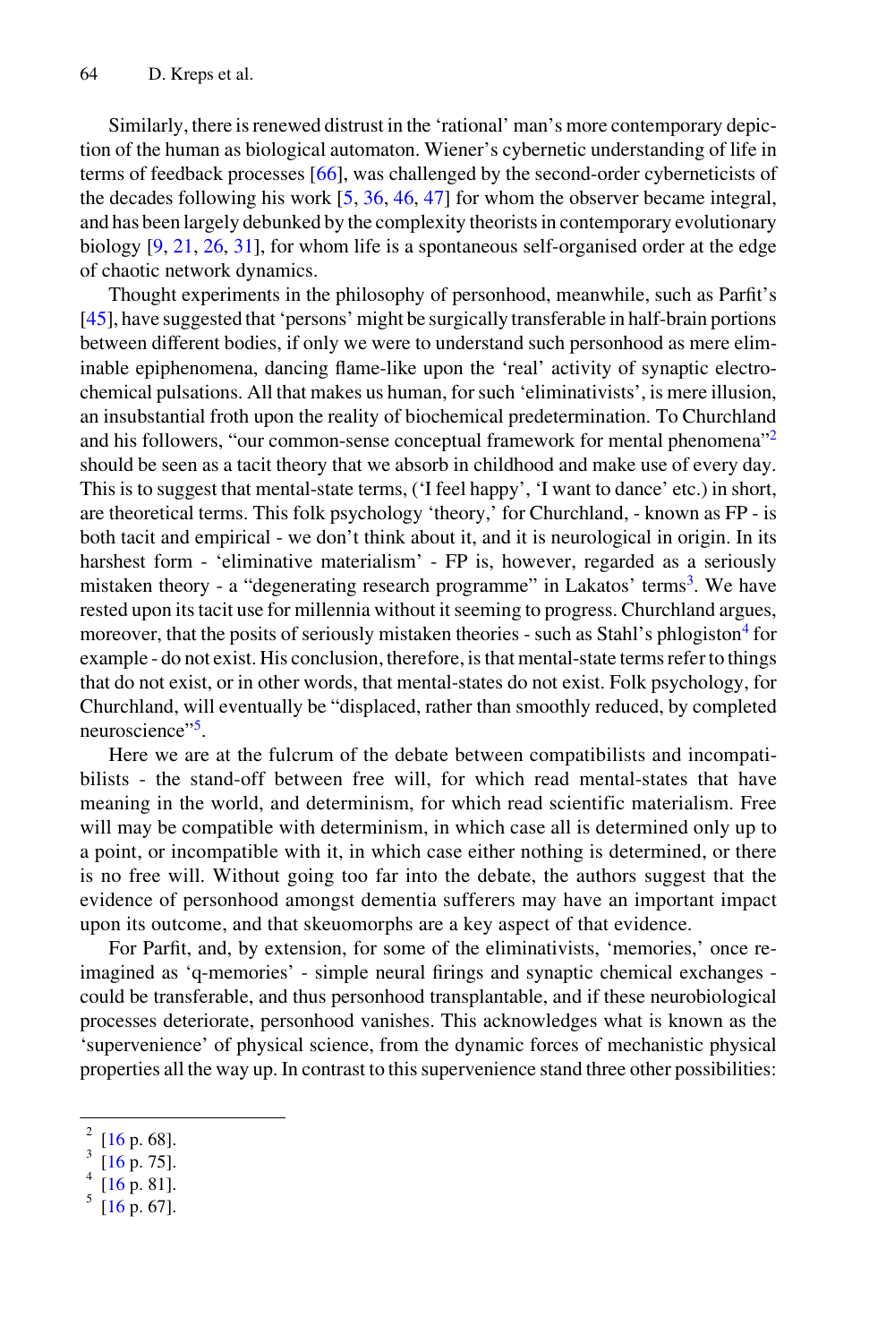Similarly, there is renewed distrust in the 'rational' man's more contemporary depiction of the human as biological automaton. Wiener's cybernetic understanding of life in terms of feedback processes [66], was challenged by the second-order cyberneticists of the decades following his work [5, 36, 46, 47] for whom the observer became integral, and has been largely debunked by the complexity theorists in contemporary evolutionary biology [9, 21, 26, 31], for whom life is a spontaneous self-organised order at the edge of chaotic network dynamics.

Thought experiments in the philosophy of personhood, meanwhile, such as Parfit's [45], have suggested that 'persons' might be surgically transferable in half-brain portions between different bodies, if only we were to understand such personhood as mere eliminable epiphenomena, dancing flame-like upon the 'real' activity of synaptic electrochemical pulsations. All that makes us human, for such 'eliminativists', is mere illusion, an insubstantial froth upon the reality of biochemical predetermination. To Churchland and his followers, "our common-sense conceptual framework for mental phenomena"[2] should be seen as a tacit theory that we absorb in childhood and make use of every day. This is to suggest that mental-state terms, ('I feel happy', 'I want to dance' etc.) in short, are theoretical terms. This folk psychology 'theory,' for Churchland, - known as FP - is both tacit and empirical - we don't think about it, and it is neurological in origin. In its harshest form - 'eliminative materialism' - FP is, however, regarded as a seriously mistaken theory - a "degenerating research programme" in Lakatos' terms[3]. We have rested upon its tacit use for millennia without it seeming to progress. Churchland argues, moreover, that the posits of seriously mistaken theories - such as Stahl's phlogiston[4] for example - do not exist. His conclusion, therefore, is that mental-state terms refer to things that do not exist, or in other words, that mental-states do not exist. Folk psychology, for Churchland, will eventually be "displaced, rather than smoothly reduced, by completed neuroscience"[5].

Here we are at the fulcrum of the debate between compatibilists and incompatibilists - the stand-off between free will, for which read mental-states that have meaning in the world, and determinism, for which read scientific materialism. Free will may be compatible with determinism, in which case all is determined only up to a point, or incompatible with it, in which case either nothing is determined, or there is no free will. Without going too far into the debate, the authors suggest that the evidence of personhood amongst dementia sufferers may have an important impact upon its outcome, and that skeuomorphs are a key aspect of that evidence.

For Parfit, and, by extension, for some of the eliminativists, 'memories,' once re-imagined as 'q-memories' - simple neural firings and synaptic chemical exchanges - could be transferable, and thus personhood transplantable, and if these neurobiological processes deteriorate, personhood vanishes. This acknowledges what is known as the 'supervenience' of physical science, from the dynamic forces of mechanistic physical properties all the way up. In contrast to this supervenience stand three other possibilities:

---

[2] [16 p. 68].
[3] [16 p. 75].
[4] [16 p. 81].
[5] [16 p. 67].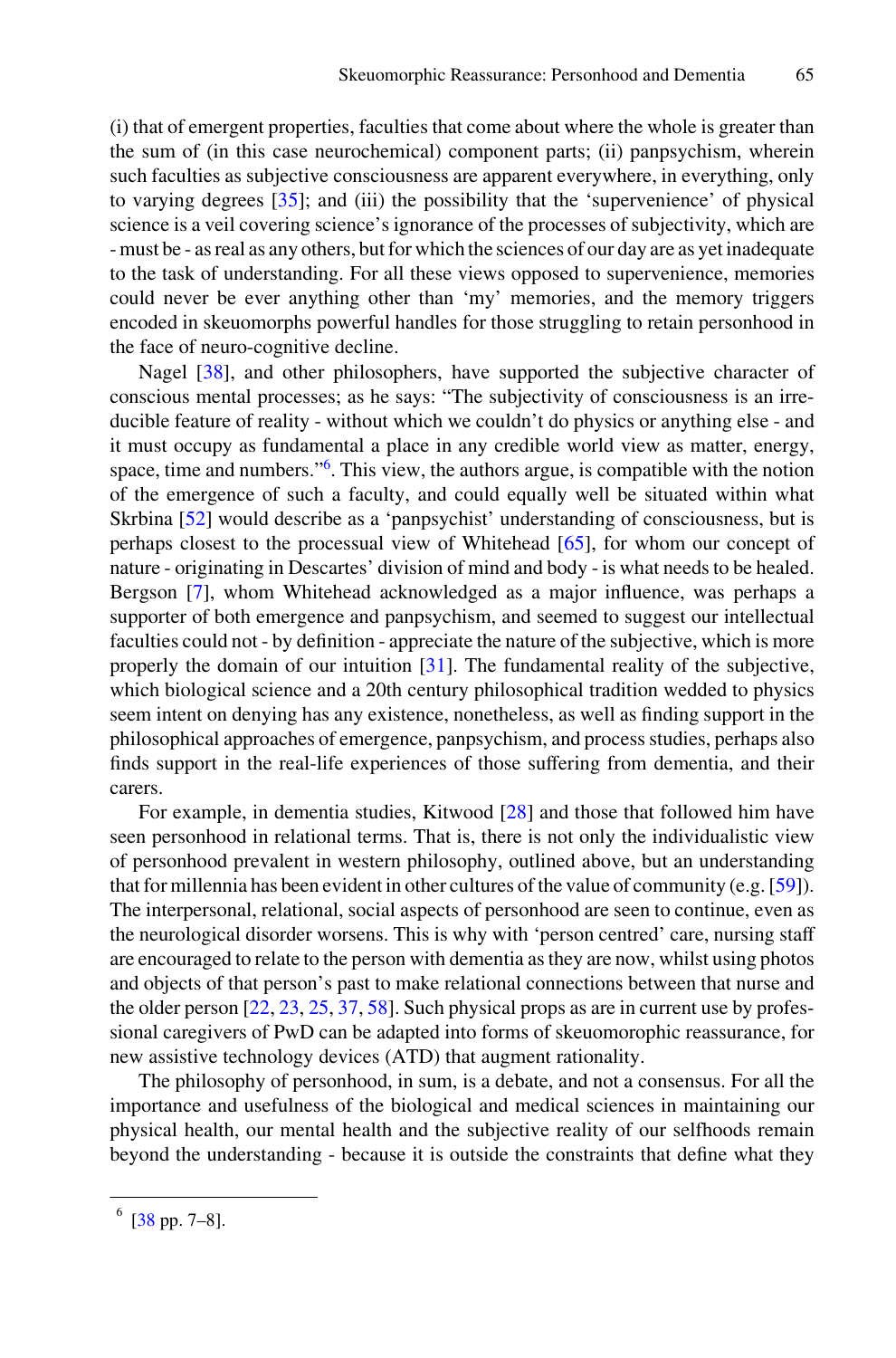(i) that of emergent properties, faculties that come about where the whole is greater than the sum of (in this case neurochemical) component parts; (ii) panpsychism, wherein such faculties as subjective consciousness are apparent everywhere, in everything, only to varying degrees [35]; and (iii) the possibility that the 'supervenience' of physical science is a veil covering science's ignorance of the processes of subjectivity, which are - must be - as real as any others, but for which the sciences of our day are as yet inadequate to the task of understanding. For all these views opposed to supervenience, memories could never be ever anything other than 'my' memories, and the memory triggers encoded in skeuomorphs powerful handles for those struggling to retain personhood in the face of neuro-cognitive decline.

Nagel [38], and other philosophers, have supported the subjective character of conscious mental processes; as he says: "The subjectivity of consciousness is an irreducible feature of reality - without which we couldn't do physics or anything else - and it must occupy as fundamental a place in any credible world view as matter, energy, space, time and numbers."[6]. This view, the authors argue, is compatible with the notion of the emergence of such a faculty, and could equally well be situated within what Skrbina [52] would describe as a 'panpsychist' understanding of consciousness, but is perhaps closest to the processual view of Whitehead [65], for whom our concept of nature - originating in Descartes' division of mind and body - is what needs to be healed. Bergson [7], whom Whitehead acknowledged as a major influence, was perhaps a supporter of both emergence and panpsychism, and seemed to suggest our intellectual faculties could not - by definition - appreciate the nature of the subjective, which is more properly the domain of our intuition [31]. The fundamental reality of the subjective, which biological science and a 20th century philosophical tradition wedded to physics seem intent on denying has any existence, nonetheless, as well as finding support in the philosophical approaches of emergence, panpsychism, and process studies, perhaps also finds support in the real-life experiences of those suffering from dementia, and their carers.

For example, in dementia studies, Kitwood [28] and those that followed him have seen personhood in relational terms. That is, there is not only the individualistic view of personhood prevalent in western philosophy, outlined above, but an understanding that for millennia has been evident in other cultures of the value of community (e.g. [59]). The interpersonal, relational, social aspects of personhood are seen to continue, even as the neurological disorder worsens. This is why with 'person centred' care, nursing staff are encouraged to relate to the person with dementia as they are now, whilst using photos and objects of that person's past to make relational connections between that nurse and the older person [22, 23, 25, 37, 58]. Such physical props as are in current use by professional caregivers of PwD can be adapted into forms of skeuomorophic reassurance, for new assistive technology devices (ATD) that augment rationality.

The philosophy of personhood, in sum, is a debate, and not a consensus. For all the importance and usefulness of the biological and medical sciences in maintaining our physical health, our mental health and the subjective reality of our selfhoods remain beyond the understanding - because it is outside the constraints that define what they

---

[6] [38 pp. 7–8].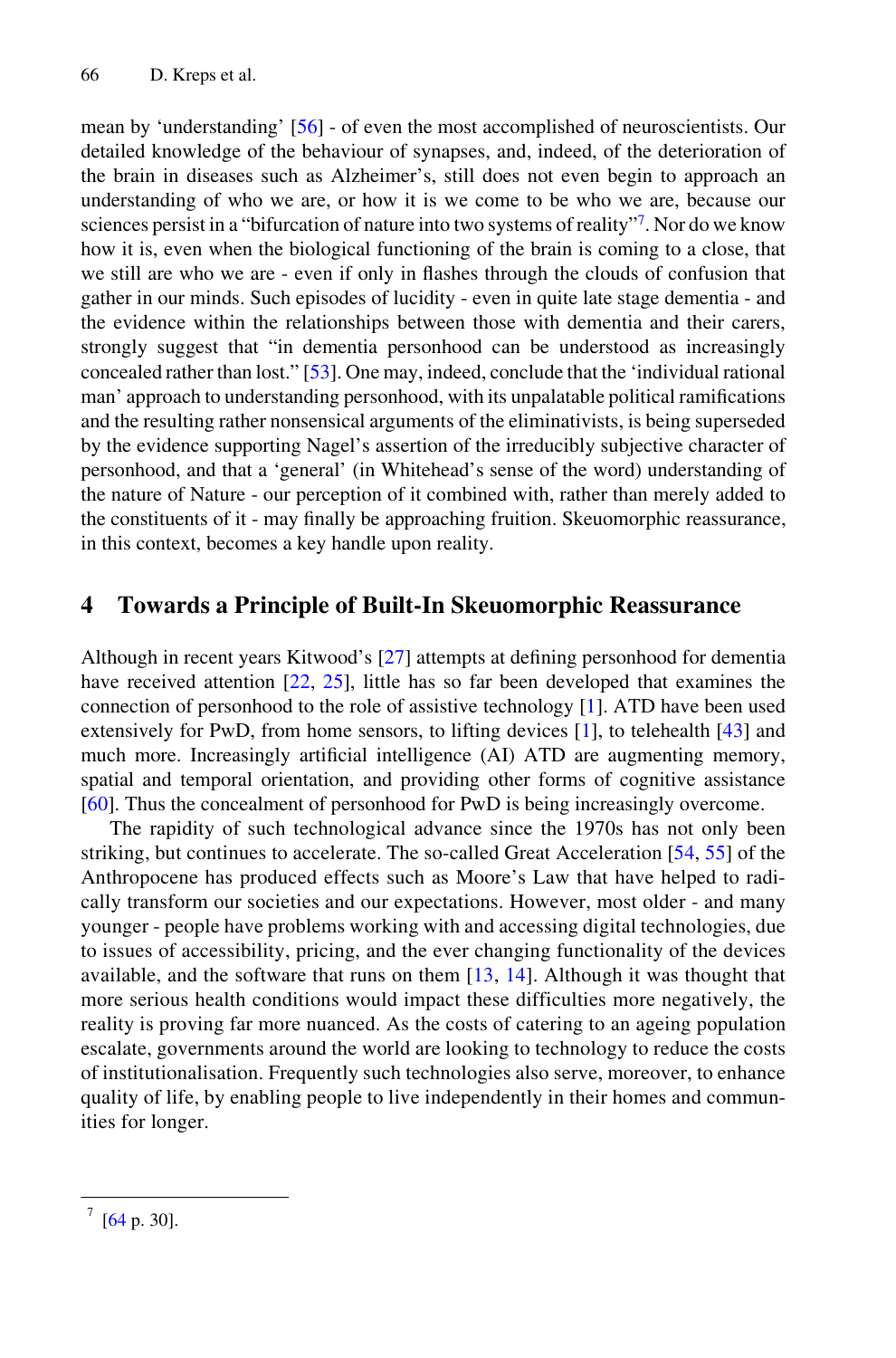mean by 'understanding' [56] - of even the most accomplished of neuroscientists. Our detailed knowledge of the behaviour of synapses, and, indeed, of the deterioration of the brain in diseases such as Alzheimer's, still does not even begin to approach an understanding of who we are, or how it is we come to be who we are, because our sciences persist in a "bifurcation of nature into two systems of reality"[7]. Nor do we know how it is, even when the biological functioning of the brain is coming to a close, that we still are who we are - even if only in flashes through the clouds of confusion that gather in our minds. Such episodes of lucidity - even in quite late stage dementia - and the evidence within the relationships between those with dementia and their carers, strongly suggest that "in dementia personhood can be understood as increasingly concealed rather than lost." [53]. One may, indeed, conclude that the 'individual rational man' approach to understanding personhood, with its unpalatable political ramifications and the resulting rather nonsensical arguments of the eliminativists, is being superseded by the evidence supporting Nagel's assertion of the irreducibly subjective character of personhood, and that a 'general' (in Whitehead's sense of the word) understanding of the nature of Nature - our perception of it combined with, rather than merely added to the constituents of it - may finally be approaching fruition. Skeuomorphic reassurance, in this context, becomes a key handle upon reality.

## 4 Towards a Principle of Built-In Skeuomorphic Reassurance

Although in recent years Kitwood's [27] attempts at defining personhood for dementia have received attention [22, 25], little has so far been developed that examines the connection of personhood to the role of assistive technology [1]. ATD have been used extensively for PwD, from home sensors, to lifting devices [1], to telehealth [43] and much more. Increasingly artificial intelligence (AI) ATD are augmenting memory, spatial and temporal orientation, and providing other forms of cognitive assistance [60]. Thus the concealment of personhood for PwD is being increasingly overcome.

The rapidity of such technological advance since the 1970s has not only been striking, but continues to accelerate. The so-called Great Acceleration [54, 55] of the Anthropocene has produced effects such as Moore's Law that have helped to radically transform our societies and our expectations. However, most older - and many younger - people have problems working with and accessing digital technologies, due to issues of accessibility, pricing, and the ever changing functionality of the devices available, and the software that runs on them [13, 14]. Although it was thought that more serious health conditions would impact these difficulties more negatively, the reality is proving far more nuanced. As the costs of catering to an ageing population escalate, governments around the world are looking to technology to reduce the costs of institutionalisation. Frequently such technologies also serve, moreover, to enhance quality of life, by enabling people to live independently in their homes and communities for longer.

[7] [64 p. 30].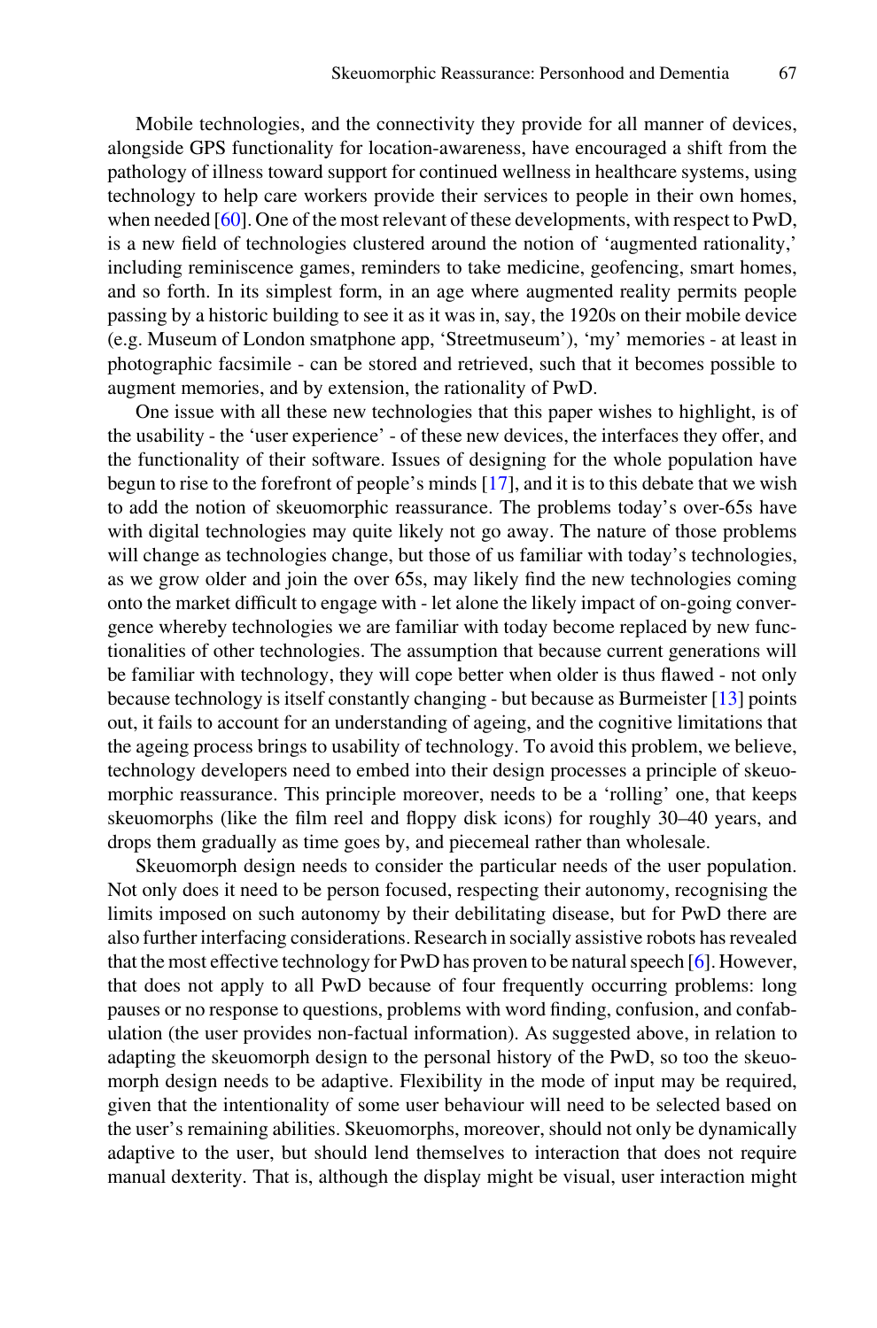Mobile technologies, and the connectivity they provide for all manner of devices, alongside GPS functionality for location-awareness, have encouraged a shift from the pathology of illness toward support for continued wellness in healthcare systems, using technology to help care workers provide their services to people in their own homes, when needed [60]. One of the most relevant of these developments, with respect to PwD, is a new field of technologies clustered around the notion of 'augmented rationality,' including reminiscence games, reminders to take medicine, geofencing, smart homes, and so forth. In its simplest form, in an age where augmented reality permits people passing by a historic building to see it as it was in, say, the 1920s on their mobile device (e.g. Museum of London smatphone app, 'Streetmuseum'), 'my' memories - at least in photographic facsimile - can be stored and retrieved, such that it becomes possible to augment memories, and by extension, the rationality of PwD.

One issue with all these new technologies that this paper wishes to highlight, is of the usability - the 'user experience' - of these new devices, the interfaces they offer, and the functionality of their software. Issues of designing for the whole population have begun to rise to the forefront of people's minds [17], and it is to this debate that we wish to add the notion of skeuomorphic reassurance. The problems today's over-65s have with digital technologies may quite likely not go away. The nature of those problems will change as technologies change, but those of us familiar with today's technologies, as we grow older and join the over 65s, may likely find the new technologies coming onto the market difficult to engage with - let alone the likely impact of on-going convergence whereby technologies we are familiar with today become replaced by new functionalities of other technologies. The assumption that because current generations will be familiar with technology, they will cope better when older is thus flawed - not only because technology is itself constantly changing - but because as Burmeister [13] points out, it fails to account for an understanding of ageing, and the cognitive limitations that the ageing process brings to usability of technology. To avoid this problem, we believe, technology developers need to embed into their design processes a principle of skeuomorphic reassurance. This principle moreover, needs to be a 'rolling' one, that keeps skeuomorphs (like the film reel and floppy disk icons) for roughly 30–40 years, and drops them gradually as time goes by, and piecemeal rather than wholesale.

Skeuomorph design needs to consider the particular needs of the user population. Not only does it need to be person focused, respecting their autonomy, recognising the limits imposed on such autonomy by their debilitating disease, but for PwD there are also further interfacing considerations. Research in socially assistive robots has revealed that the most effective technology for PwD has proven to be natural speech [6]. However, that does not apply to all PwD because of four frequently occurring problems: long pauses or no response to questions, problems with word finding, confusion, and confabulation (the user provides non-factual information). As suggested above, in relation to adapting the skeuomorph design to the personal history of the PwD, so too the skeuomorph design needs to be adaptive. Flexibility in the mode of input may be required, given that the intentionality of some user behaviour will need to be selected based on the user's remaining abilities. Skeuomorphs, moreover, should not only be dynamically adaptive to the user, but should lend themselves to interaction that does not require manual dexterity. That is, although the display might be visual, user interaction might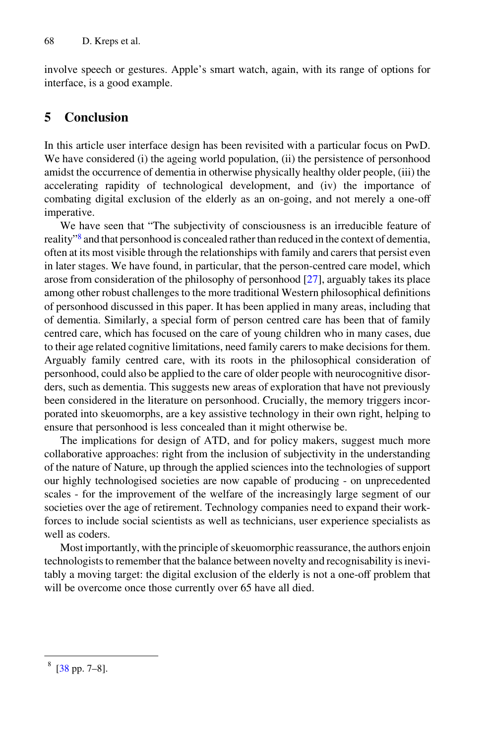involve speech or gestures. Apple's smart watch, again, with its range of options for interface, is a good example.

## 5 Conclusion

In this article user interface design has been revisited with a particular focus on PwD. We have considered (i) the ageing world population, (ii) the persistence of personhood amidst the occurrence of dementia in otherwise physically healthy older people, (iii) the accelerating rapidity of technological development, and (iv) the importance of combating digital exclusion of the elderly as an on-going, and not merely a one-off imperative.

We have seen that "The subjectivity of consciousness is an irreducible feature of reality"[8] and that personhood is concealed rather than reduced in the context of dementia, often at its most visible through the relationships with family and carers that persist even in later stages. We have found, in particular, that the person-centred care model, which arose from consideration of the philosophy of personhood [27], arguably takes its place among other robust challenges to the more traditional Western philosophical definitions of personhood discussed in this paper. It has been applied in many areas, including that of dementia. Similarly, a special form of person centred care has been that of family centred care, which has focused on the care of young children who in many cases, due to their age related cognitive limitations, need family carers to make decisions for them. Arguably family centred care, with its roots in the philosophical consideration of personhood, could also be applied to the care of older people with neurocognitive disorders, such as dementia. This suggests new areas of exploration that have not previously been considered in the literature on personhood. Crucially, the memory triggers incorporated into skeuomorphs, are a key assistive technology in their own right, helping to ensure that personhood is less concealed than it might otherwise be.

The implications for design of ATD, and for policy makers, suggest much more collaborative approaches: right from the inclusion of subjectivity in the understanding of the nature of Nature, up through the applied sciences into the technologies of support our highly technologised societies are now capable of producing - on unprecedented scales - for the improvement of the welfare of the increasingly large segment of our societies over the age of retirement. Technology companies need to expand their workforces to include social scientists as well as technicians, user experience specialists as well as coders.

Most importantly, with the principle of skeuomorphic reassurance, the authors enjoin technologists to remember that the balance between novelty and recognisability is inevitably a moving target: the digital exclusion of the elderly is not a one-off problem that will be overcome once those currently over 65 have all died.

[8] [38 pp. 7–8].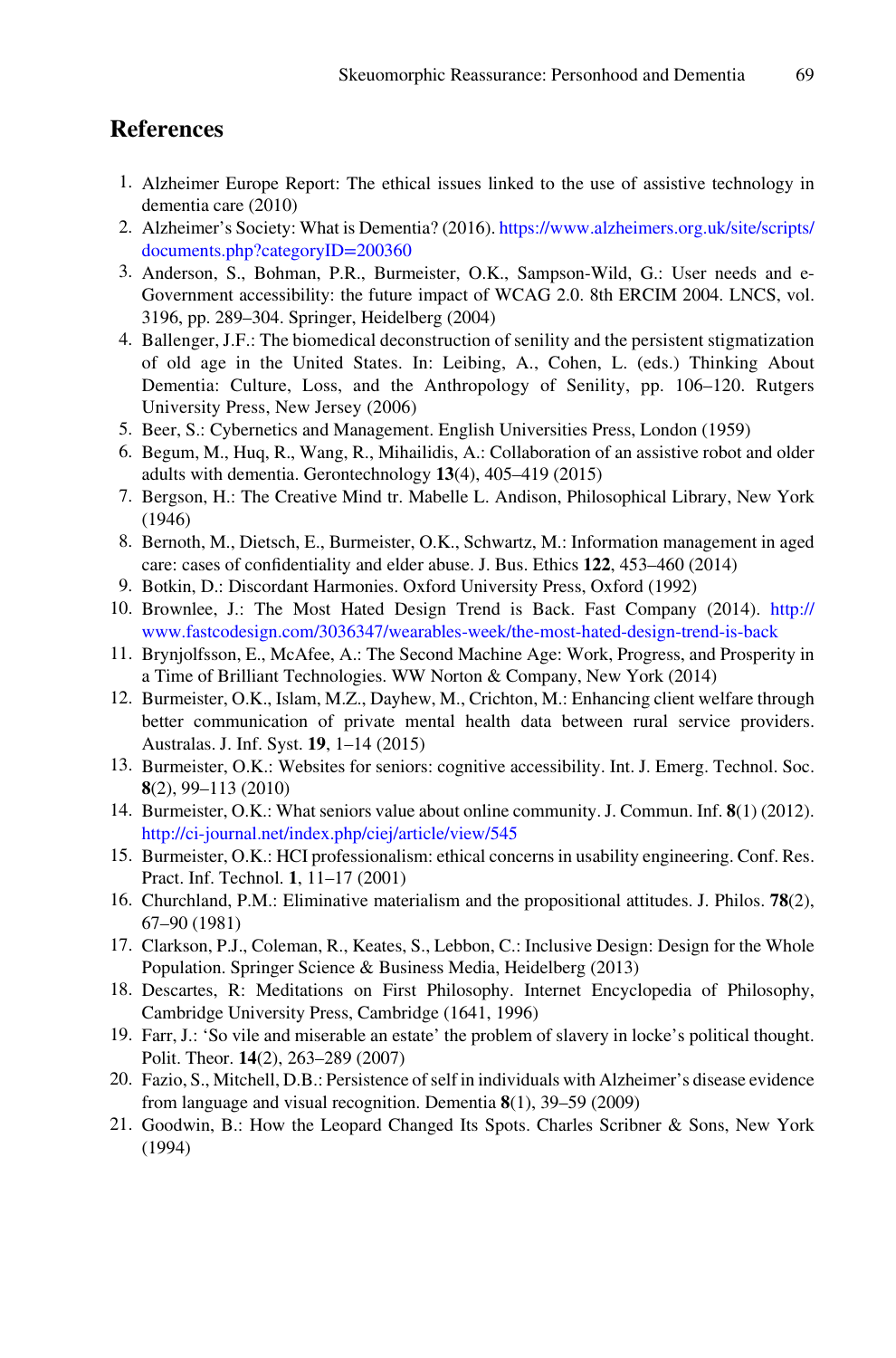## References

1. Alzheimer Europe Report: The ethical issues linked to the use of assistive technology in dementia care (2010)
2. Alzheimer's Society: What is Dementia? (2016). https://www.alzheimers.org.uk/site/scripts/documents.php?categoryID=200360
3. Anderson, S., Bohman, P.R., Burmeister, O.K., Sampson-Wild, G.: User needs and e-Government accessibility: the future impact of WCAG 2.0. 8th ERCIM 2004. LNCS, vol. 3196, pp. 289–304. Springer, Heidelberg (2004)
4. Ballenger, J.F.: The biomedical deconstruction of senility and the persistent stigmatization of old age in the United States. In: Leibing, A., Cohen, L. (eds.) Thinking About Dementia: Culture, Loss, and the Anthropology of Senility, pp. 106–120. Rutgers University Press, New Jersey (2006)
5. Beer, S.: Cybernetics and Management. English Universities Press, London (1959)
6. Begum, M., Huq, R., Wang, R., Mihailidis, A.: Collaboration of an assistive robot and older adults with dementia. Gerontechnology **13**(4), 405–419 (2015)
7. Bergson, H.: The Creative Mind tr. Mabelle L. Andison, Philosophical Library, New York (1946)
8. Bernoth, M., Dietsch, E., Burmeister, O.K., Schwartz, M.: Information management in aged care: cases of confidentiality and elder abuse. J. Bus. Ethics **122**, 453–460 (2014)
9. Botkin, D.: Discordant Harmonies. Oxford University Press, Oxford (1992)
10. Brownlee, J.: The Most Hated Design Trend is Back. Fast Company (2014). http://www.fastcodesign.com/3036347/wearables-week/the-most-hated-design-trend-is-back
11. Brynjolfsson, E., McAfee, A.: The Second Machine Age: Work, Progress, and Prosperity in a Time of Brilliant Technologies. WW Norton & Company, New York (2014)
12. Burmeister, O.K., Islam, M.Z., Dayhew, M., Crichton, M.: Enhancing client welfare through better communication of private mental health data between rural service providers. Australas. J. Inf. Syst. **19**, 1–14 (2015)
13. Burmeister, O.K.: Websites for seniors: cognitive accessibility. Int. J. Emerg. Technol. Soc. **8**(2), 99–113 (2010)
14. Burmeister, O.K.: What seniors value about online community. J. Commun. Inf. **8**(1) (2012). http://ci-journal.net/index.php/ciej/article/view/545
15. Burmeister, O.K.: HCI professionalism: ethical concerns in usability engineering. Conf. Res. Pract. Inf. Technol. **1**, 11–17 (2001)
16. Churchland, P.M.: Eliminative materialism and the propositional attitudes. J. Philos. **78**(2), 67–90 (1981)
17. Clarkson, P.J., Coleman, R., Keates, S., Lebbon, C.: Inclusive Design: Design for the Whole Population. Springer Science & Business Media, Heidelberg (2013)
18. Descartes, R: Meditations on First Philosophy. Internet Encyclopedia of Philosophy, Cambridge University Press, Cambridge (1641, 1996)
19. Farr, J.: 'So vile and miserable an estate' the problem of slavery in locke's political thought. Polit. Theor. **14**(2), 263–289 (2007)
20. Fazio, S., Mitchell, D.B.: Persistence of self in individuals with Alzheimer's disease evidence from language and visual recognition. Dementia **8**(1), 39–59 (2009)
21. Goodwin, B.: How the Leopard Changed Its Spots. Charles Scribner & Sons, New York (1994)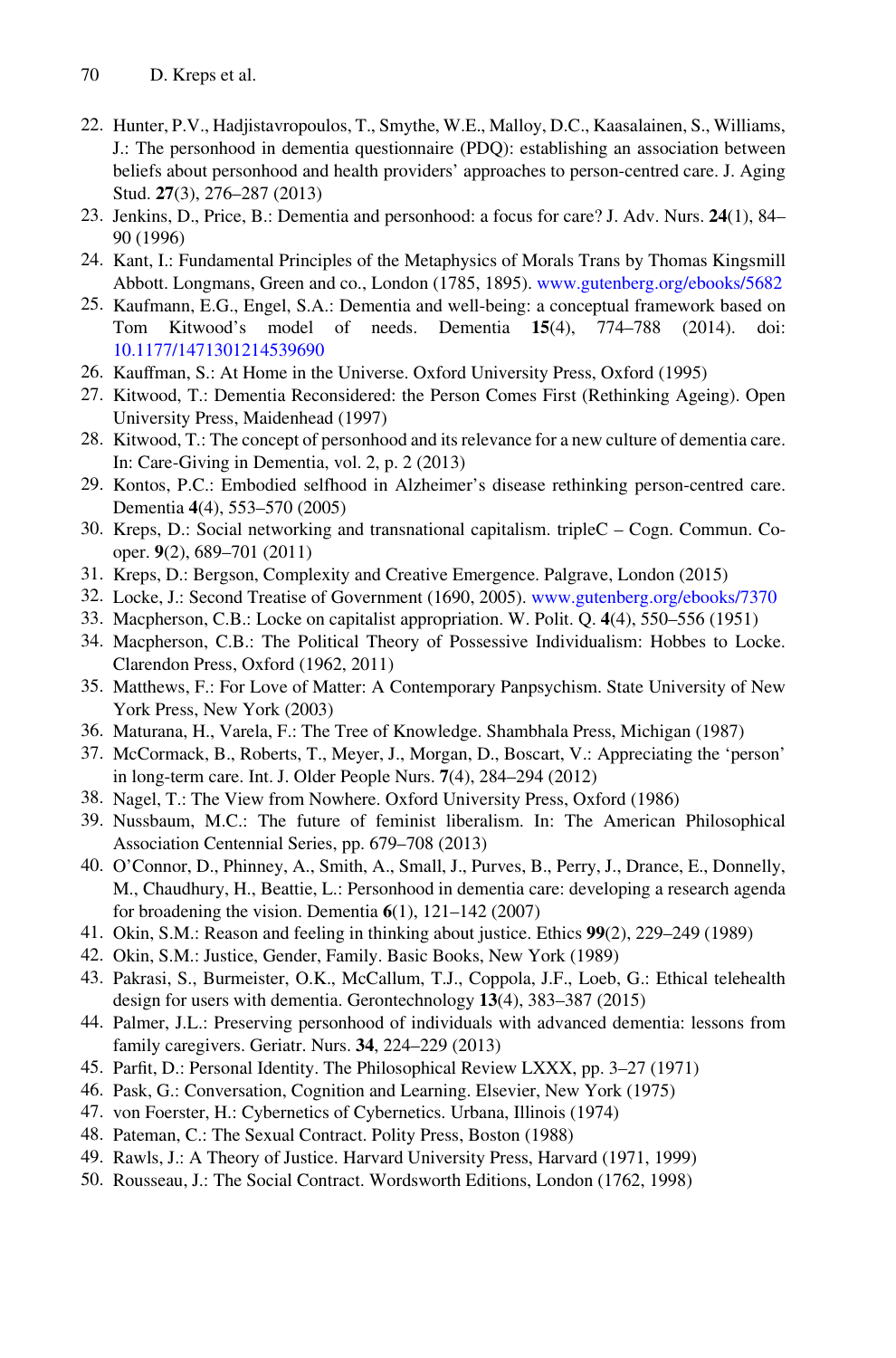22. Hunter, P.V., Hadjistavropoulos, T., Smythe, W.E., Malloy, D.C., Kaasalainen, S., Williams, J.: The personhood in dementia questionnaire (PDQ): establishing an association between beliefs about personhood and health providers' approaches to person-centred care. J. Aging Stud. **27**(3), 276–287 (2013)
23. Jenkins, D., Price, B.: Dementia and personhood: a focus for care? J. Adv. Nurs. **24**(1), 84–90 (1996)
24. Kant, I.: Fundamental Principles of the Metaphysics of Morals Trans by Thomas Kingsmill Abbott. Longmans, Green and co., London (1785, 1895). www.gutenberg.org/ebooks/5682
25. Kaufmann, E.G., Engel, S.A.: Dementia and well-being: a conceptual framework based on Tom Kitwood's model of needs. Dementia **15**(4), 774–788 (2014). doi: 10.1177/1471301214539690
26. Kauffman, S.: At Home in the Universe. Oxford University Press, Oxford (1995)
27. Kitwood, T.: Dementia Reconsidered: the Person Comes First (Rethinking Ageing). Open University Press, Maidenhead (1997)
28. Kitwood, T.: The concept of personhood and its relevance for a new culture of dementia care. In: Care-Giving in Dementia, vol. 2, p. 2 (2013)
29. Kontos, P.C.: Embodied selfhood in Alzheimer's disease rethinking person-centred care. Dementia **4**(4), 553–570 (2005)
30. Kreps, D.: Social networking and transnational capitalism. tripleC – Cogn. Commun. Co-oper. **9**(2), 689–701 (2011)
31. Kreps, D.: Bergson, Complexity and Creative Emergence. Palgrave, London (2015)
32. Locke, J.: Second Treatise of Government (1690, 2005). www.gutenberg.org/ebooks/7370
33. Macpherson, C.B.: Locke on capitalist appropriation. W. Polit. Q. **4**(4), 550–556 (1951)
34. Macpherson, C.B.: The Political Theory of Possessive Individualism: Hobbes to Locke. Clarendon Press, Oxford (1962, 2011)
35. Matthews, F.: For Love of Matter: A Contemporary Panpsychism. State University of New York Press, New York (2003)
36. Maturana, H., Varela, F.: The Tree of Knowledge. Shambhala Press, Michigan (1987)
37. McCormack, B., Roberts, T., Meyer, J., Morgan, D., Boscart, V.: Appreciating the 'person' in long-term care. Int. J. Older People Nurs. **7**(4), 284–294 (2012)
38. Nagel, T.: The View from Nowhere. Oxford University Press, Oxford (1986)
39. Nussbaum, M.C.: The future of feminist liberalism. In: The American Philosophical Association Centennial Series, pp. 679–708 (2013)
40. O'Connor, D., Phinney, A., Smith, A., Small, J., Purves, B., Perry, J., Drance, E., Donnelly, M., Chaudhury, H., Beattie, L.: Personhood in dementia care: developing a research agenda for broadening the vision. Dementia **6**(1), 121–142 (2007)
41. Okin, S.M.: Reason and feeling in thinking about justice. Ethics **99**(2), 229–249 (1989)
42. Okin, S.M.: Justice, Gender, Family. Basic Books, New York (1989)
43. Pakrasi, S., Burmeister, O.K., McCallum, T.J., Coppola, J.F., Loeb, G.: Ethical telehealth design for users with dementia. Gerontechnology **13**(4), 383–387 (2015)
44. Palmer, J.L.: Preserving personhood of individuals with advanced dementia: lessons from family caregivers. Geriatr. Nurs. **34**, 224–229 (2013)
45. Parfit, D.: Personal Identity. The Philosophical Review LXXX, pp. 3–27 (1971)
46. Pask, G.: Conversation, Cognition and Learning. Elsevier, New York (1975)
47. von Foerster, H.: Cybernetics of Cybernetics. Urbana, Illinois (1974)
48. Pateman, C.: The Sexual Contract. Polity Press, Boston (1988)
49. Rawls, J.: A Theory of Justice. Harvard University Press, Harvard (1971, 1999)
50. Rousseau, J.: The Social Contract. Wordsworth Editions, London (1762, 1998)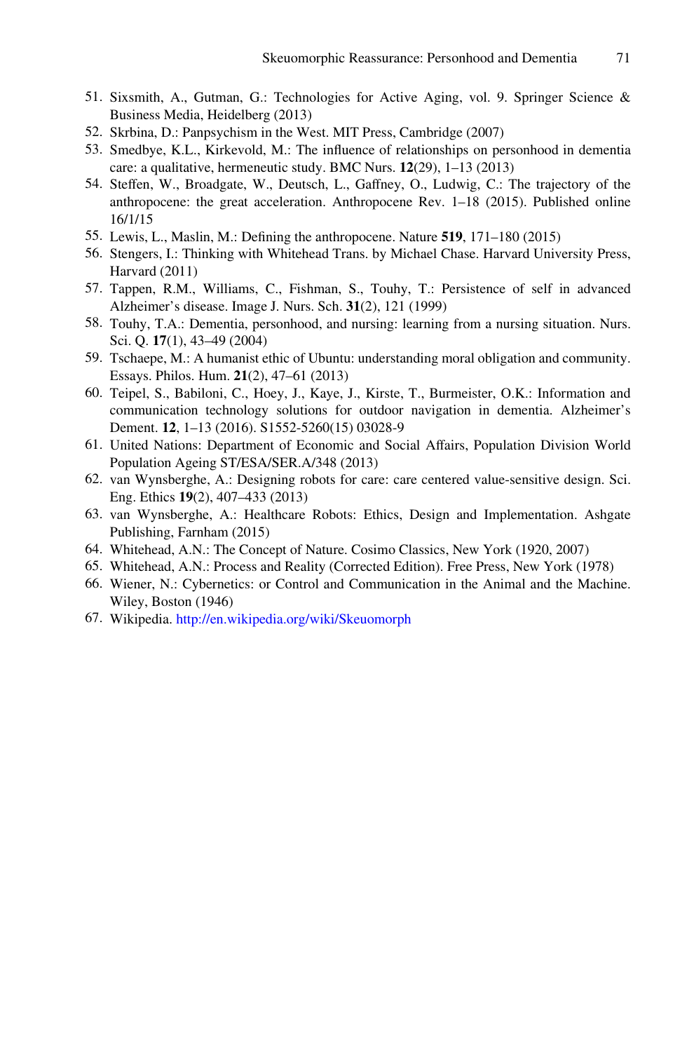51. Sixsmith, A., Gutman, G.: Technologies for Active Aging, vol. 9. Springer Science & Business Media, Heidelberg (2013)
52. Skrbina, D.: Panpsychism in the West. MIT Press, Cambridge (2007)
53. Smedbye, K.L., Kirkevold, M.: The influence of relationships on personhood in dementia care: a qualitative, hermeneutic study. BMC Nurs. **12**(29), 1–13 (2013)
54. Steffen, W., Broadgate, W., Deutsch, L., Gaffney, O., Ludwig, C.: The trajectory of the anthropocene: the great acceleration. Anthropocene Rev. 1–18 (2015). Published online 16/1/15
55. Lewis, L., Maslin, M.: Defining the anthropocene. Nature **519**, 171–180 (2015)
56. Stengers, I.: Thinking with Whitehead Trans. by Michael Chase. Harvard University Press, Harvard (2011)
57. Tappen, R.M., Williams, C., Fishman, S., Touhy, T.: Persistence of self in advanced Alzheimer's disease. Image J. Nurs. Sch. **31**(2), 121 (1999)
58. Touhy, T.A.: Dementia, personhood, and nursing: learning from a nursing situation. Nurs. Sci. Q. **17**(1), 43–49 (2004)
59. Tschaepe, M.: A humanist ethic of Ubuntu: understanding moral obligation and community. Essays. Philos. Hum. **21**(2), 47–61 (2013)
60. Teipel, S., Babiloni, C., Hoey, J., Kaye, J., Kirste, T., Burmeister, O.K.: Information and communication technology solutions for outdoor navigation in dementia. Alzheimer's Dement. **12**, 1–13 (2016). S1552-5260(15) 03028-9
61. United Nations: Department of Economic and Social Affairs, Population Division World Population Ageing ST/ESA/SER.A/348 (2013)
62. van Wynsberghe, A.: Designing robots for care: care centered value-sensitive design. Sci. Eng. Ethics **19**(2), 407–433 (2013)
63. van Wynsberghe, A.: Healthcare Robots: Ethics, Design and Implementation. Ashgate Publishing, Farnham (2015)
64. Whitehead, A.N.: The Concept of Nature. Cosimo Classics, New York (1920, 2007)
65. Whitehead, A.N.: Process and Reality (Corrected Edition). Free Press, New York (1978)
66. Wiener, N.: Cybernetics: or Control and Communication in the Animal and the Machine. Wiley, Boston (1946)
67. Wikipedia. http://en.wikipedia.org/wiki/Skeuomorph